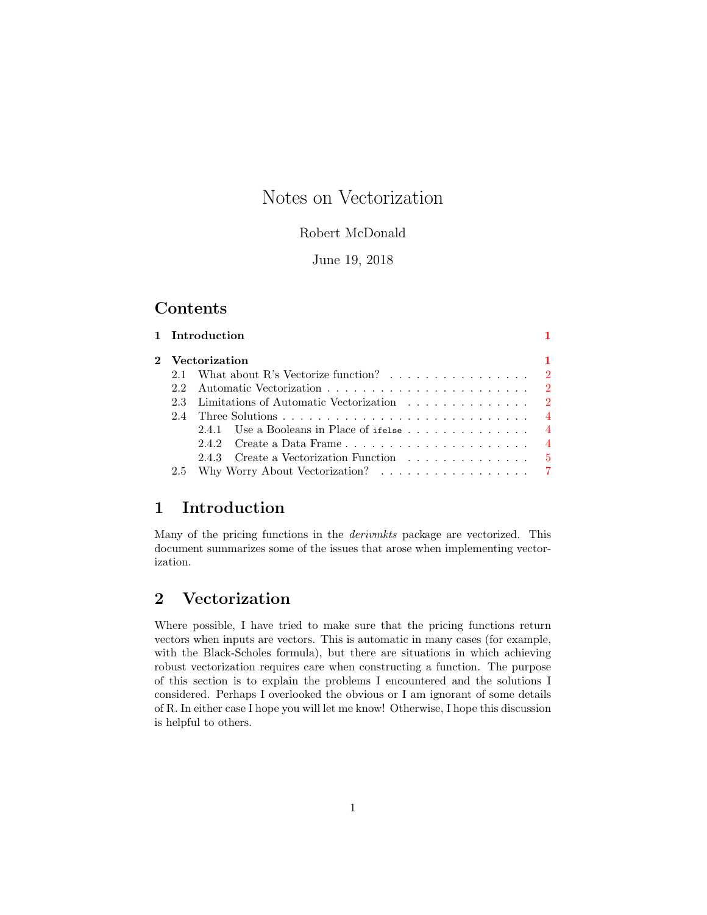# Notes on Vectorization

Robert McDonald

June 19, 2018

## Contents

- **1 Introduction** — 1
- **2 Vectorization** — 1
  - 2.1 What about R's Vectorize function? — 2
  - 2.2 Automatic Vectorization — 2
  - 2.3 Limitations of Automatic Vectorization — 2
  - 2.4 Three Solutions — 4
    - 2.4.1 Use a Booleans in Place of `ifelse` — 4
    - 2.4.2 Create a Data Frame — 4
    - 2.4.3 Create a Vectorization Function — 5
  - 2.5 Why Worry About Vectorization? — 7

## 1 Introduction

Many of the pricing functions in the *derivmkts* package are vectorized. This document summarizes some of the issues that arose when implementing vectorization.

## 2 Vectorization

Where possible, I have tried to make sure that the pricing functions return vectors when inputs are vectors. This is automatic in many cases (for example, with the Black-Scholes formula), but there are situations in which achieving robust vectorization requires care when constructing a function. The purpose of this section is to explain the problems I encountered and the solutions I considered. Perhaps I overlooked the obvious or I am ignorant of some details of R. In either case I hope you will let me know! Otherwise, I hope this discussion is helpful to others.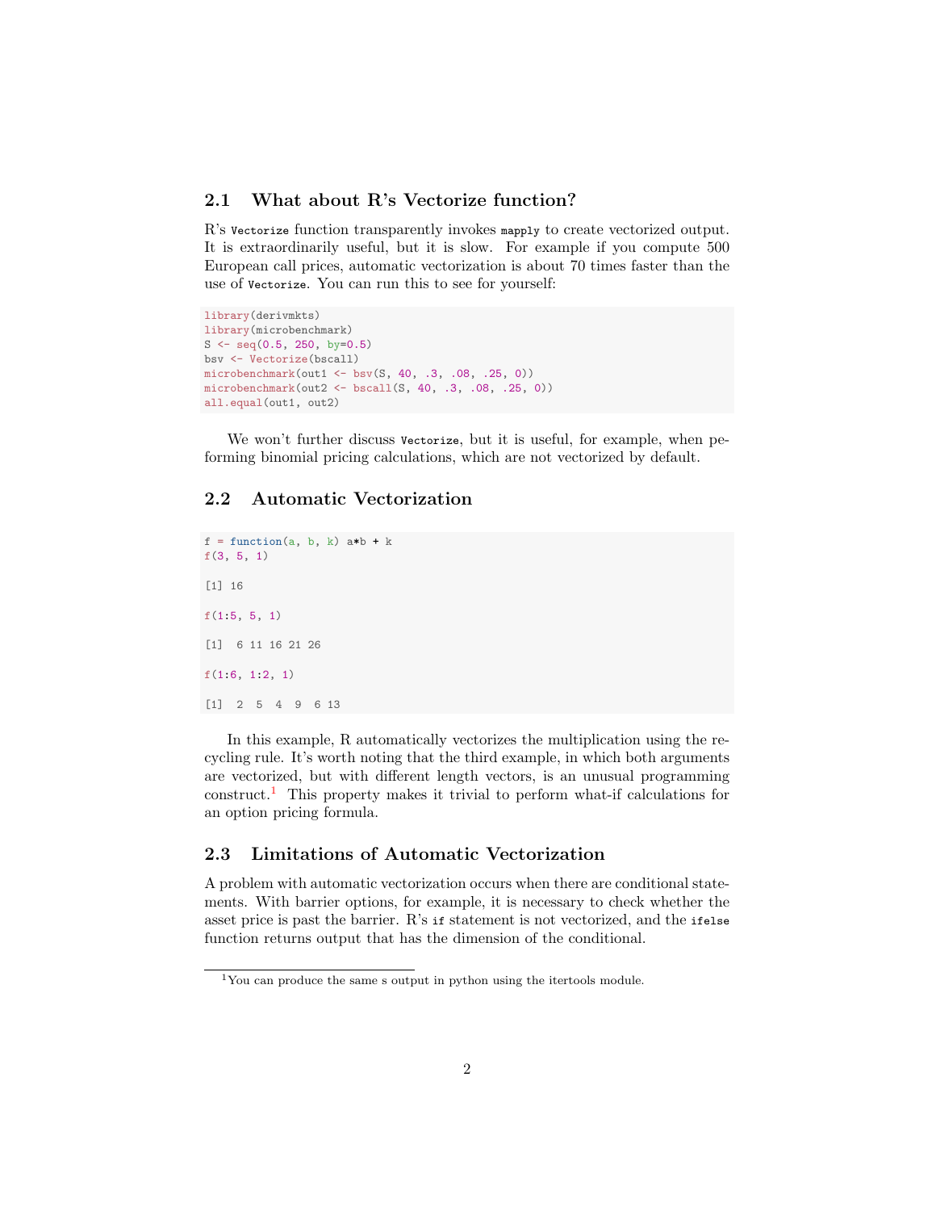## 2.1 What about R's Vectorize function?

R's `Vectorize` function transparently invokes `mapply` to create vectorized output. It is extraordinarily useful, but it is slow. For example if you compute 500 European call prices, automatic vectorization is about 70 times faster than the use of `Vectorize`. You can run this to see for yourself:

```
library(derivmkts)
library(microbenchmark)
S <- seq(0.5, 250, by=0.5)
bsv <- Vectorize(bscall)
microbenchmark(out1 <- bsv(S, 40, .3, .08, .25, 0))
microbenchmark(out2 <- bscall(S, 40, .3, .08, .25, 0))
all.equal(out1, out2)
```

We won't further discuss `Vectorize`, but it is useful, for example, when peforming binomial pricing calculations, which are not vectorized by default.

## 2.2 Automatic Vectorization

```
f = function(a, b, k) a*b + k
f(3, 5, 1)

[1] 16

f(1:5, 5, 1)

[1]  6 11 16 21 26

f(1:6, 1:2, 1)

[1]  2  5  4  9  6 13
```

In this example, R automatically vectorizes the multiplication using the recycling rule. It's worth noting that the third example, in which both arguments are vectorized, but with different length vectors, is an unusual programming construct.[1] This property makes it trivial to perform what-if calculations for an option pricing formula.

## 2.3 Limitations of Automatic Vectorization

A problem with automatic vectorization occurs when there are conditional statements. With barrier options, for example, it is necessary to check whether the asset price is past the barrier. R's `if` statement is not vectorized, and the `ifelse` function returns output that has the dimension of the conditional.

[1] You can produce the same s output in python using the itertools module.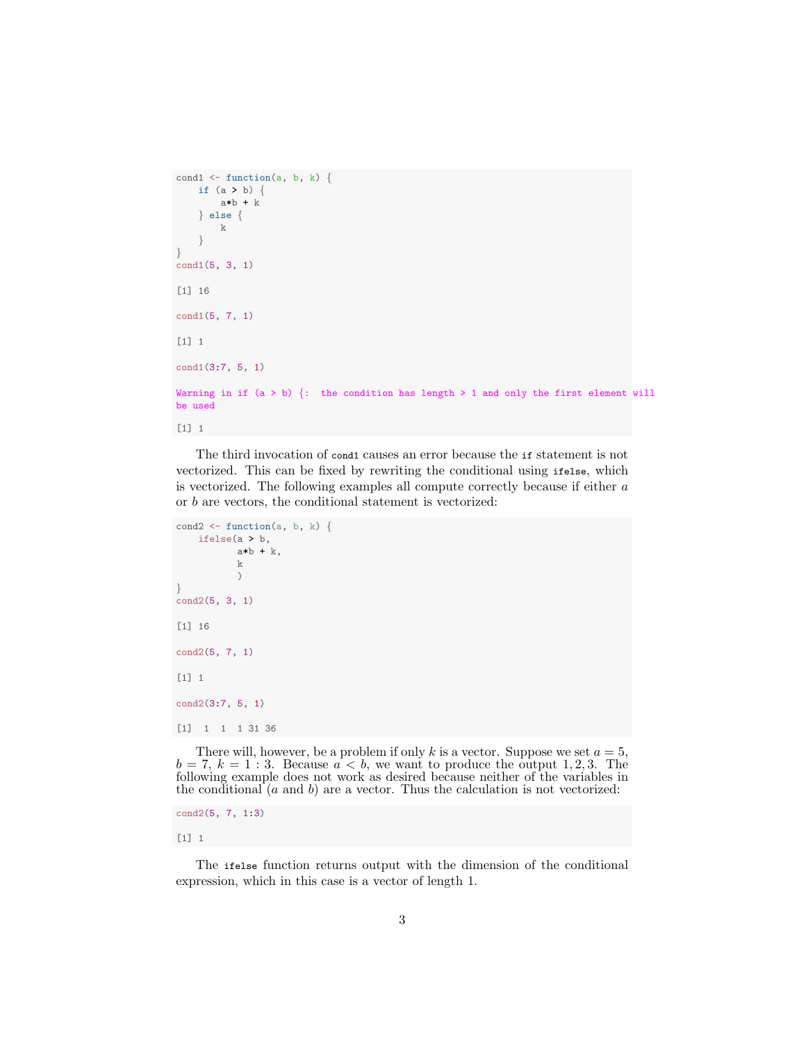```
cond1 <- function(a, b, k) {
    if (a > b) {
        a*b + k
    } else {
        k
    }
}
cond1(5, 3, 1)

[1] 16

cond1(5, 7, 1)

[1] 1

cond1(3:7, 5, 1)

Warning in if (a > b) {:  the condition has length > 1 and only the first element will
be used

[1] 1
```

The third invocation of `cond1` causes an error because the `if` statement is not vectorized. This can be fixed by rewriting the conditional using `ifelse`, which is vectorized. The following examples all compute correctly because if either $a$ or $b$ are vectors, the conditional statement is vectorized:

```
cond2 <- function(a, b, k) {
    ifelse(a > b,
           a*b + k,
           k
           )
}
cond2(5, 3, 1)

[1] 16

cond2(5, 7, 1)

[1] 1

cond2(3:7, 5, 1)

[1]  1  1  1 31 36
```

There will, however, be a problem if only $k$ is a vector. Suppose we set $a = 5$, $b = 7$, $k = 1 : 3$. Because $a < b$, we want to produce the output $1, 2, 3$. The following example does not work as desired because neither of the variables in the conditional ($a$ and $b$) are a vector. Thus the calculation is not vectorized:

```
cond2(5, 7, 1:3)

[1] 1
```

The `ifelse` function returns output with the dimension of the conditional expression, which in this case is a vector of length 1.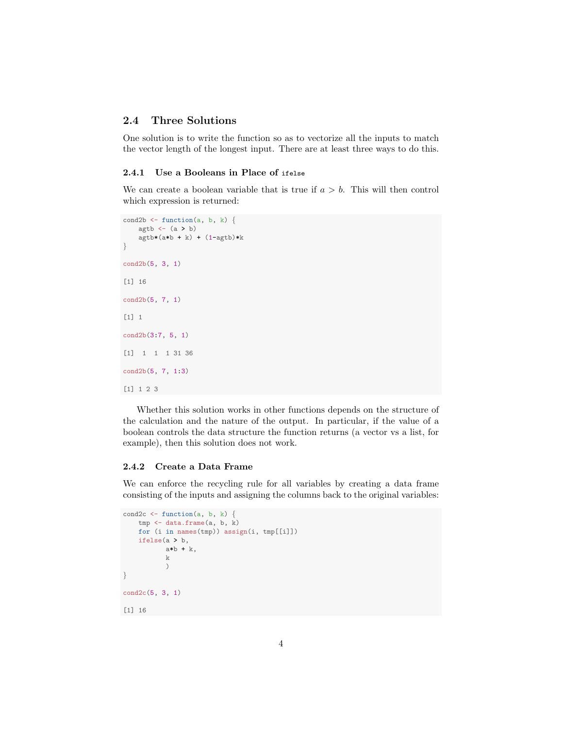## 2.4 Three Solutions

One solution is to write the function so as to vectorize all the inputs to match the vector length of the longest input. There are at least three ways to do this.

### 2.4.1 Use a Booleans in Place of `ifelse`

We can create a boolean variable that is true if $a > b$. This will then control which expression is returned:

```
cond2b <- function(a, b, k) {
    agtb <- (a > b)
    agtb*(a*b + k) + (1-agtb)*k
}

cond2b(5, 3, 1)

[1] 16

cond2b(5, 7, 1)

[1] 1

cond2b(3:7, 5, 1)

[1]  1  1  1 31 36

cond2b(5, 7, 1:3)

[1] 1 2 3
```

Whether this solution works in other functions depends on the structure of the calculation and the nature of the output. In particular, if the value of a boolean controls the data structure the function returns (a vector vs a list, for example), then this solution does not work.

### 2.4.2 Create a Data Frame

We can enforce the recycling rule for all variables by creating a data frame consisting of the inputs and assigning the columns back to the original variables:

```
cond2c <- function(a, b, k) {
    tmp <- data.frame(a, b, k)
    for (i in names(tmp)) assign(i, tmp[[i]])
    ifelse(a > b,
           a*b + k,
           k
           )
}

cond2c(5, 3, 1)

[1] 16
```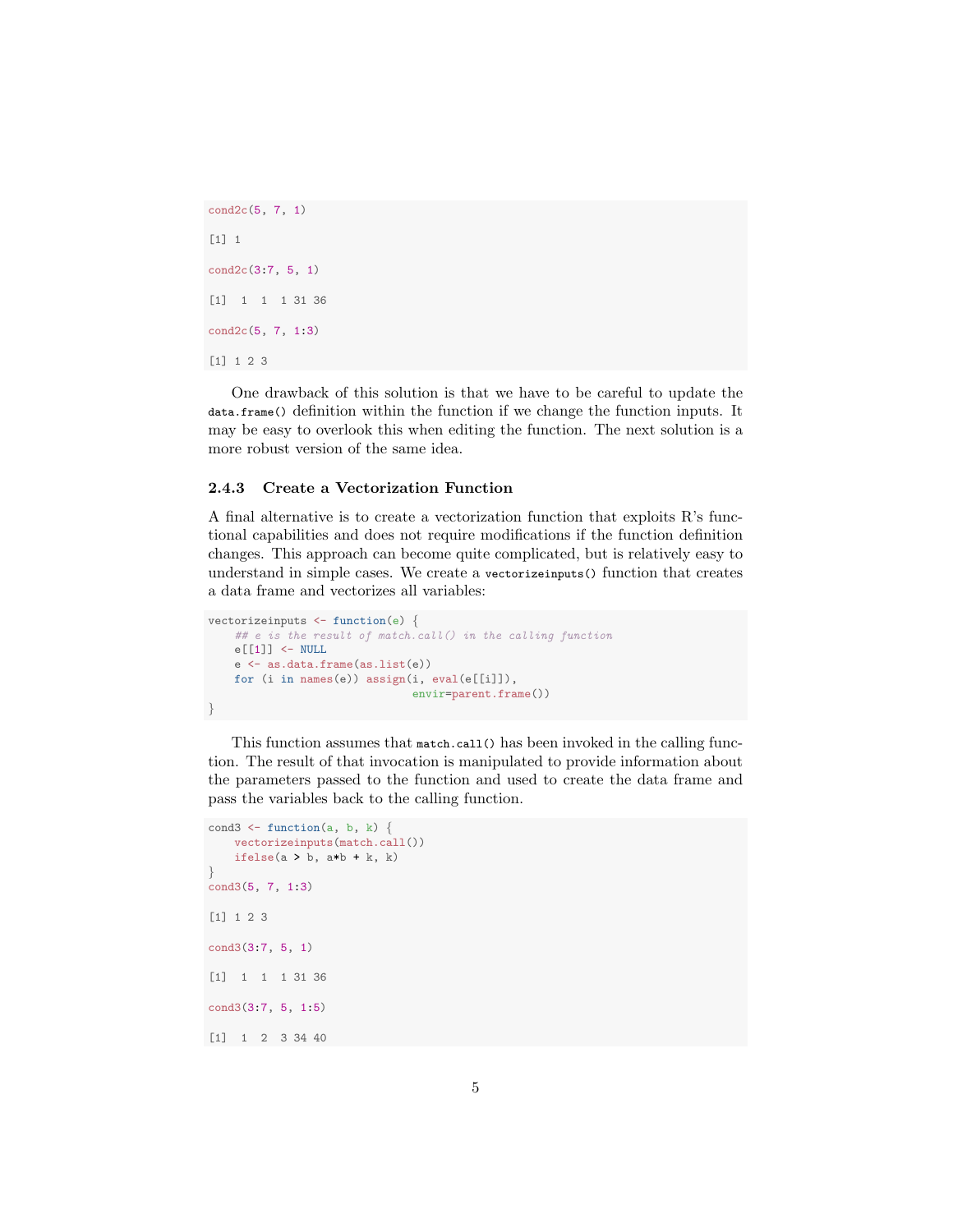```
cond2c(5, 7, 1)

[1] 1

cond2c(3:7, 5, 1)

[1]  1  1  1 31 36

cond2c(5, 7, 1:3)

[1] 1 2 3
```

One drawback of this solution is that we have to be careful to update the `data.frame()` definition within the function if we change the function inputs. It may be easy to overlook this when editing the function. The next solution is a more robust version of the same idea.

### 2.4.3 Create a Vectorization Function

A final alternative is to create a vectorization function that exploits R's functional capabilities and does not require modifications if the function definition changes. This approach can become quite complicated, but is relatively easy to understand in simple cases. We create a `vectorizeinputs()` function that creates a data frame and vectorizes all variables:

```
vectorizeinputs <- function(e) {
    ## e is the result of match.call() in the calling function
    e[[1]] <- NULL
    e <- as.data.frame(as.list(e))
    for (i in names(e)) assign(i, eval(e[[i]]),
                               envir=parent.frame())
}
```

This function assumes that `match.call()` has been invoked in the calling function. The result of that invocation is manipulated to provide information about the parameters passed to the function and used to create the data frame and pass the variables back to the calling function.

```
cond3 <- function(a, b, k) {
    vectorizeinputs(match.call())
    ifelse(a > b, a*b + k, k)
}
cond3(5, 7, 1:3)

[1] 1 2 3

cond3(3:7, 5, 1)

[1]  1  1  1 31 36

cond3(3:7, 5, 1:5)

[1]  1  2  3 34 40
```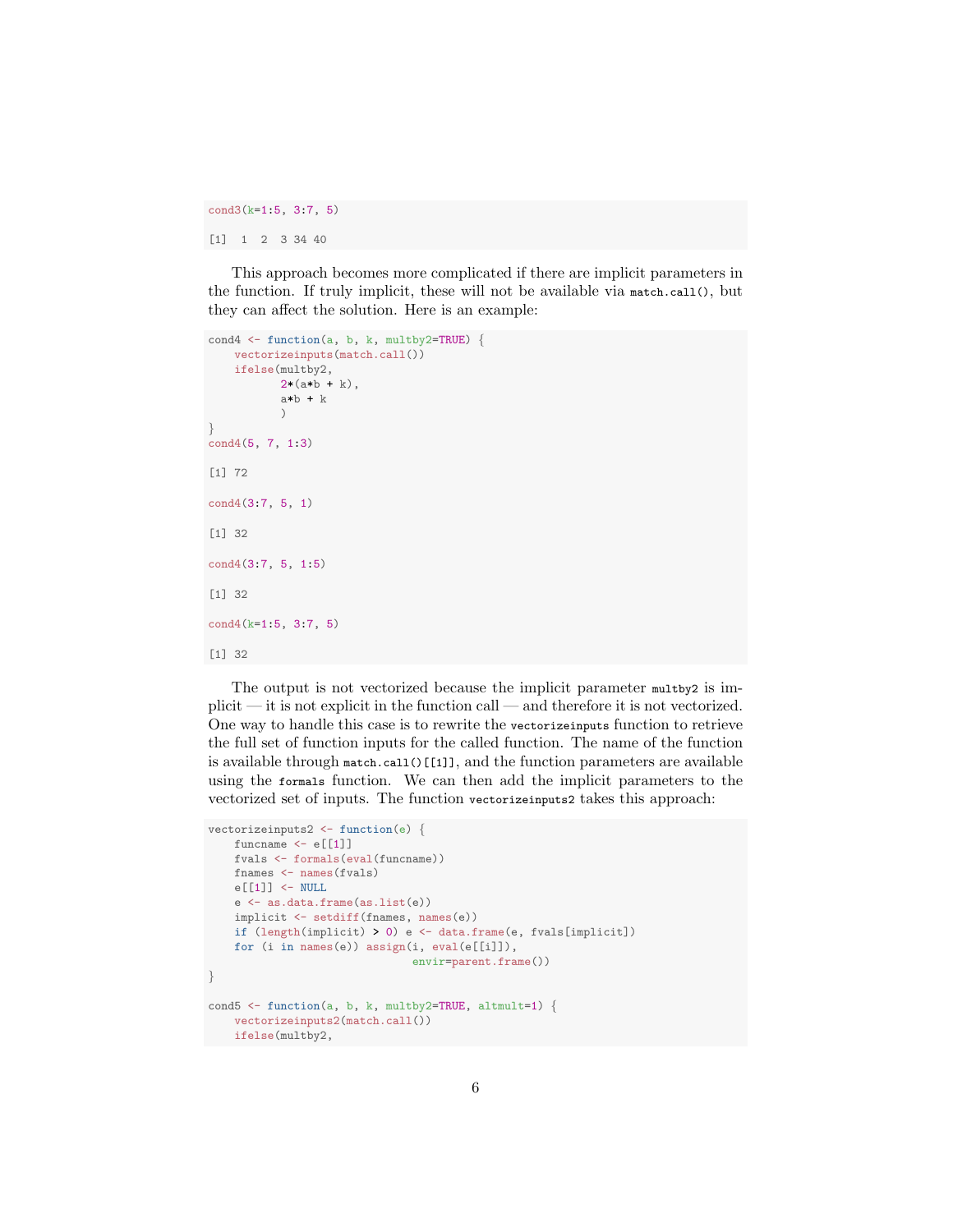```
cond3(k=1:5, 3:7, 5)

[1]  1  2  3 34 40
```

This approach becomes more complicated if there are implicit parameters in the function. If truly implicit, these will not be available via `match.call()`, but they can affect the solution. Here is an example:

```
cond4 <- function(a, b, k, multby2=TRUE) {
    vectorizeinputs(match.call())
    ifelse(multby2,
           2*(a*b + k),
           a*b + k
           )
}
cond4(5, 7, 1:3)

[1] 72

cond4(3:7, 5, 1)

[1] 32

cond4(3:7, 5, 1:5)

[1] 32

cond4(k=1:5, 3:7, 5)

[1] 32
```

The output is not vectorized because the implicit parameter `multby2` is implicit — it is not explicit in the function call — and therefore it is not vectorized. One way to handle this case is to rewrite the `vectorizeinputs` function to retrieve the full set of function inputs for the called function. The name of the function is available through `match.call()[[1]]`, and the function parameters are available using the `formals` function. We can then add the implicit parameters to the vectorized set of inputs. The function `vectorizeinputs2` takes this approach:

```
vectorizeinputs2 <- function(e) {
    funcname <- e[[1]]
    fvals <- formals(eval(funcname))
    fnames <- names(fvals)
    e[[1]] <- NULL
    e <- as.data.frame(as.list(e))
    implicit <- setdiff(fnames, names(e))
    if (length(implicit) > 0) e <- data.frame(e, fvals[implicit])
    for (i in names(e)) assign(i, eval(e[[i]]),
                               envir=parent.frame())
}

cond5 <- function(a, b, k, multby2=TRUE, altmult=1) {
    vectorizeinputs2(match.call())
    ifelse(multby2,
```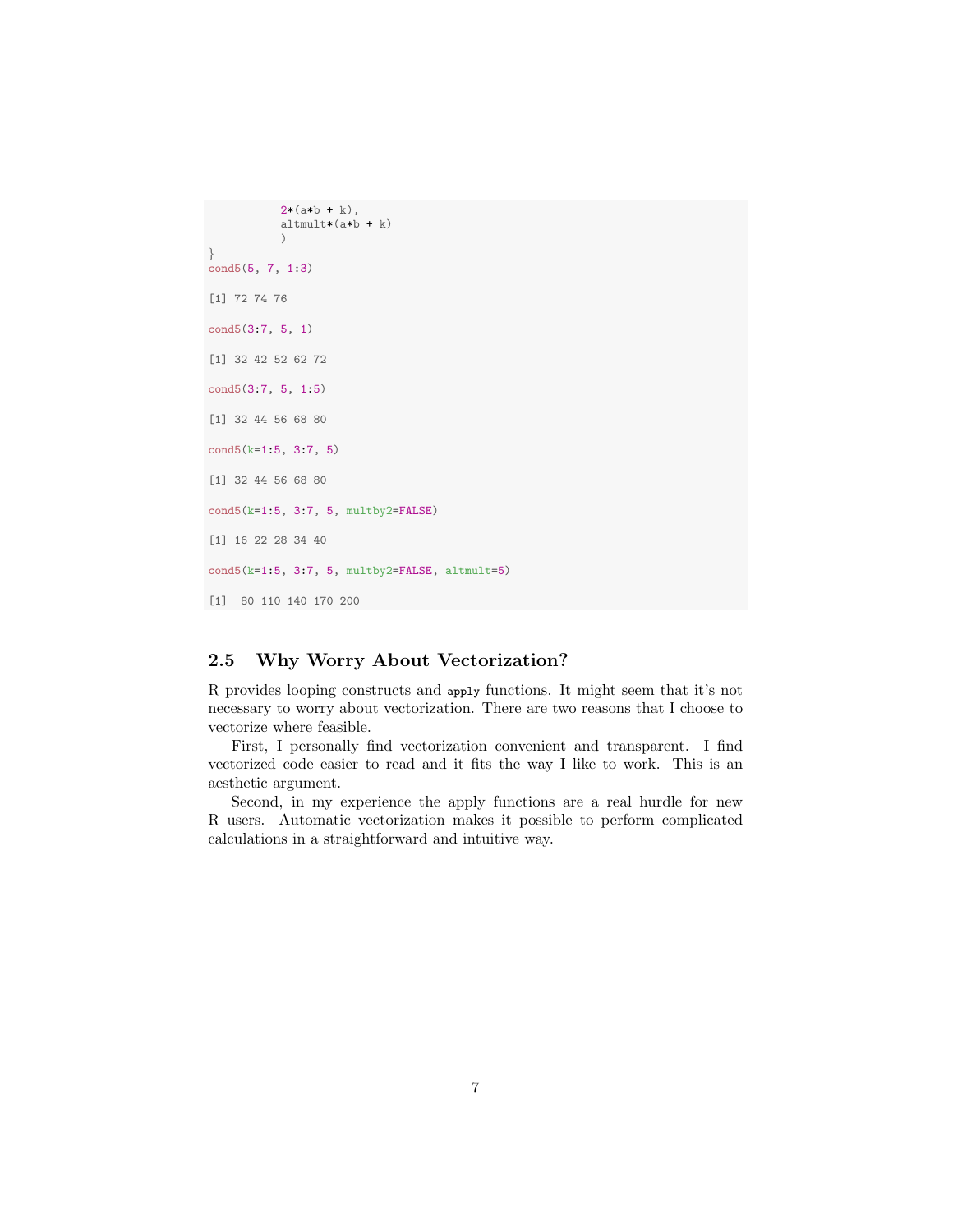```
          2*(a*b + k),
          altmult*(a*b + k)
          )
}
cond5(5, 7, 1:3)

[1] 72 74 76

cond5(3:7, 5, 1)

[1] 32 42 52 62 72

cond5(3:7, 5, 1:5)

[1] 32 44 56 68 80

cond5(k=1:5, 3:7, 5)

[1] 32 44 56 68 80

cond5(k=1:5, 3:7, 5, multby2=FALSE)

[1] 16 22 28 34 40

cond5(k=1:5, 3:7, 5, multby2=FALSE, altmult=5)

[1]  80 110 140 170 200
```

## 2.5 Why Worry About Vectorization?

R provides looping constructs and `apply` functions. It might seem that it's not necessary to worry about vectorization. There are two reasons that I choose to vectorize where feasible.

First, I personally find vectorization convenient and transparent. I find vectorized code easier to read and it fits the way I like to work. This is an aesthetic argument.

Second, in my experience the apply functions are a real hurdle for new R users. Automatic vectorization makes it possible to perform complicated calculations in a straightforward and intuitive way.